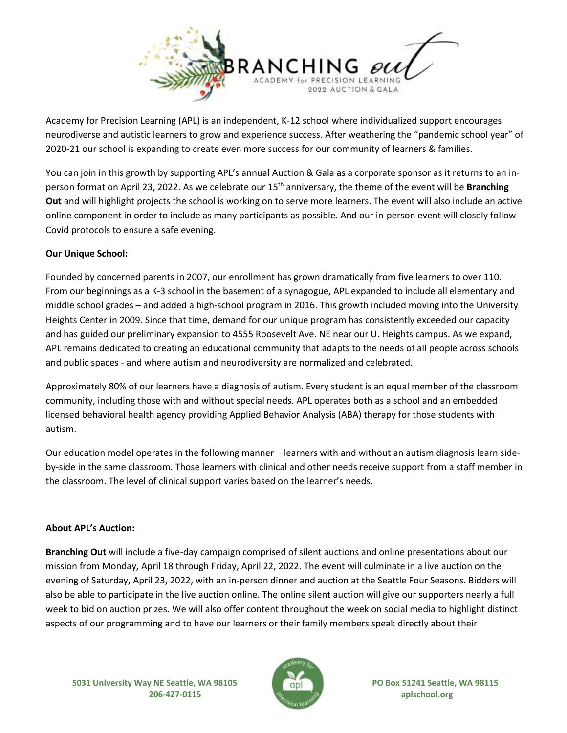BRANCHING out
ACADEMY for PRECISION LEARNING
2022 AUCTION & GALA

Academy for Precision Learning (APL) is an independent, K-12 school where individualized support encourages neurodiverse and autistic learners to grow and experience success. After weathering the "pandemic school year" of 2020-21 our school is expanding to create even more success for our community of learners & families.

You can join in this growth by supporting APL's annual Auction & Gala as a corporate sponsor as it returns to an in-person format on April 23, 2022. As we celebrate our 15th anniversary, the theme of the event will be **Branching Out** and will highlight projects the school is working on to serve more learners. The event will also include an active online component in order to include as many participants as possible. And our in-person event will closely follow Covid protocols to ensure a safe evening.

**Our Unique School:**

Founded by concerned parents in 2007, our enrollment has grown dramatically from five learners to over 110. From our beginnings as a K-3 school in the basement of a synagogue, APL expanded to include all elementary and middle school grades – and added a high-school program in 2016. This growth included moving into the University Heights Center in 2009. Since that time, demand for our unique program has consistently exceeded our capacity and has guided our preliminary expansion to 4555 Roosevelt Ave. NE near our U. Heights campus. As we expand, APL remains dedicated to creating an educational community that adapts to the needs of all people across schools and public spaces - and where autism and neurodiversity are normalized and celebrated.

Approximately 80% of our learners have a diagnosis of autism. Every student is an equal member of the classroom community, including those with and without special needs. APL operates both as a school and an embedded licensed behavioral health agency providing Applied Behavior Analysis (ABA) therapy for those students with autism.

Our education model operates in the following manner – learners with and without an autism diagnosis learn side-by-side in the same classroom. Those learners with clinical and other needs receive support from a staff member in the classroom. The level of clinical support varies based on the learner's needs.

**About APL's Auction:**

**Branching Out** will include a five-day campaign comprised of silent auctions and online presentations about our mission from Monday, April 18 through Friday, April 22, 2022. The event will culminate in a live auction on the evening of Saturday, April 23, 2022, with an in-person dinner and auction at the Seattle Four Seasons. Bidders will also be able to participate in the live auction online. The online silent auction will give our supporters nearly a full week to bid on auction prizes. We will also offer content throughout the week on social media to highlight distinct aspects of our programming and to have our learners or their family members speak directly about their

5031 University Way NE Seattle, WA 98105
206-427-0115

PO Box 51241 Seattle, WA 98115
aplschool.org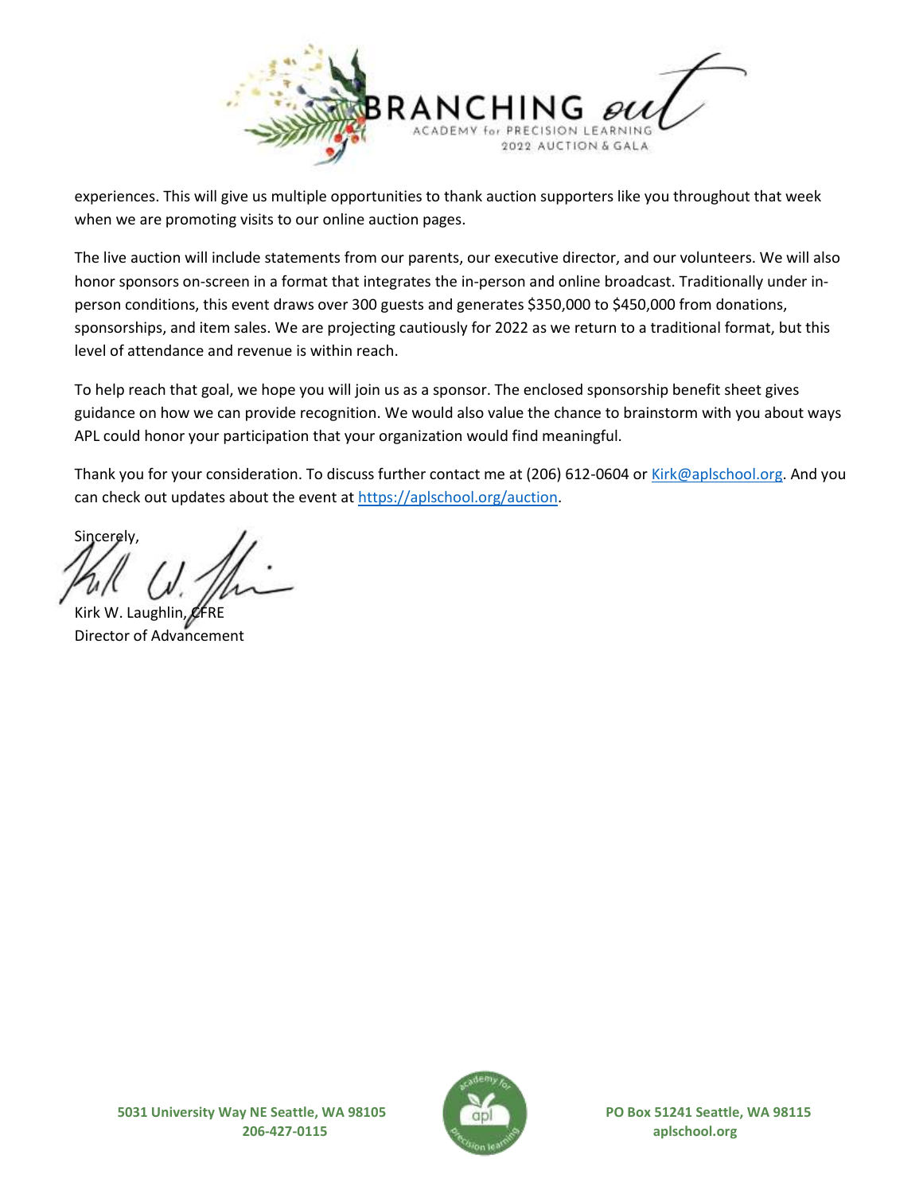experiences. This will give us multiple opportunities to thank auction supporters like you throughout that week when we are promoting visits to our online auction pages.

The live auction will include statements from our parents, our executive director, and our volunteers. We will also honor sponsors on-screen in a format that integrates the in-person and online broadcast. Traditionally under in-person conditions, this event draws over 300 guests and generates $350,000 to $450,000 from donations, sponsorships, and item sales. We are projecting cautiously for 2022 as we return to a traditional format, but this level of attendance and revenue is within reach.

To help reach that goal, we hope you will join us as a sponsor. The enclosed sponsorship benefit sheet gives guidance on how we can provide recognition. We would also value the chance to brainstorm with you about ways APL could honor your participation that your organization would find meaningful.

Thank you for your consideration. To discuss further contact me at (206) 612-0604 or Kirk@aplschool.org. And you can check out updates about the event at https://aplschool.org/auction.

Sincerely,

Kirk W. Laughlin, CFRE
Director of Advancement

**5031 University Way NE Seattle, WA 98105**
**206-427-0115**

**PO Box 51241 Seattle, WA 98115**
**aplschool.org**